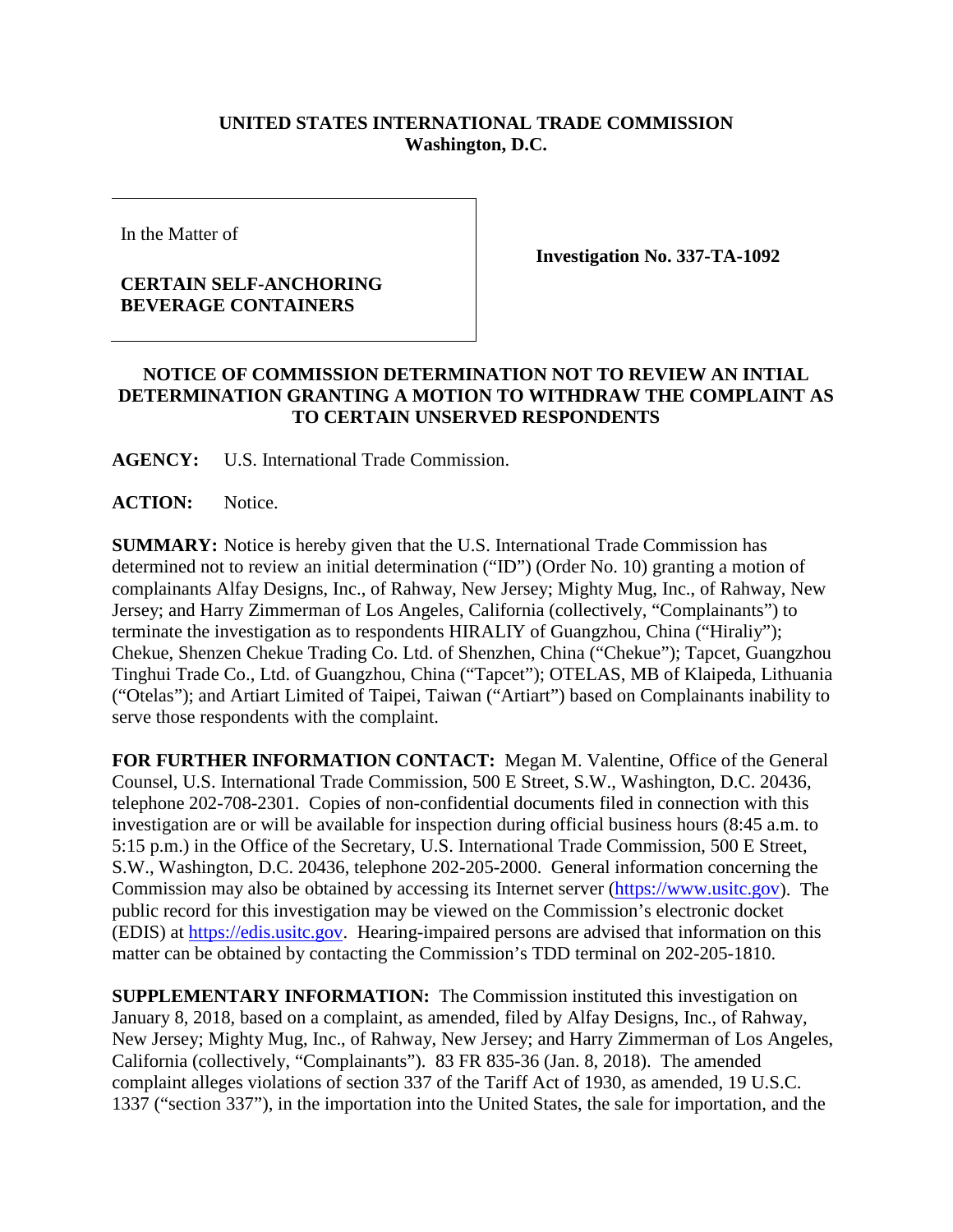**UNITED STATES INTERNATIONAL TRADE COMMISSION**
**Washington, D.C.**

| In the Matter of<br><br>**CERTAIN SELF-ANCHORING BEVERAGE CONTAINERS** | **Investigation No. 337-TA-1092** |
|---|---|

**NOTICE OF COMMISSION DETERMINATION NOT TO REVIEW AN INTIAL DETERMINATION GRANTING A MOTION TO WITHDRAW THE COMPLAINT AS TO CERTAIN UNSERVED RESPONDENTS**

**AGENCY:** U.S. International Trade Commission.

**ACTION:** Notice.

**SUMMARY:** Notice is hereby given that the U.S. International Trade Commission has determined not to review an initial determination ("ID") (Order No. 10) granting a motion of complainants Alfay Designs, Inc., of Rahway, New Jersey; Mighty Mug, Inc., of Rahway, New Jersey; and Harry Zimmerman of Los Angeles, California (collectively, "Complainants") to terminate the investigation as to respondents HIRALIY of Guangzhou, China ("Hiraliy"); Chekue, Shenzen Chekue Trading Co. Ltd. of Shenzhen, China ("Chekue"); Tapcet, Guangzhou Tinghui Trade Co., Ltd. of Guangzhou, China ("Tapcet"); OTELAS, MB of Klaipeda, Lithuania ("Otelas"); and Artiart Limited of Taipei, Taiwan ("Artiart") based on Complainants inability to serve those respondents with the complaint.

**FOR FURTHER INFORMATION CONTACT:** Megan M. Valentine, Office of the General Counsel, U.S. International Trade Commission, 500 E Street, S.W., Washington, D.C. 20436, telephone 202-708-2301. Copies of non-confidential documents filed in connection with this investigation are or will be available for inspection during official business hours (8:45 a.m. to 5:15 p.m.) in the Office of the Secretary, U.S. International Trade Commission, 500 E Street, S.W., Washington, D.C. 20436, telephone 202-205-2000. General information concerning the Commission may also be obtained by accessing its Internet server (https://www.usitc.gov). The public record for this investigation may be viewed on the Commission's electronic docket (EDIS) at https://edis.usitc.gov. Hearing-impaired persons are advised that information on this matter can be obtained by contacting the Commission's TDD terminal on 202-205-1810.

**SUPPLEMENTARY INFORMATION:** The Commission instituted this investigation on January 8, 2018, based on a complaint, as amended, filed by Alfay Designs, Inc., of Rahway, New Jersey; Mighty Mug, Inc., of Rahway, New Jersey; and Harry Zimmerman of Los Angeles, California (collectively, "Complainants"). 83 FR 835-36 (Jan. 8, 2018). The amended complaint alleges violations of section 337 of the Tariff Act of 1930, as amended, 19 U.S.C. 1337 ("section 337"), in the importation into the United States, the sale for importation, and the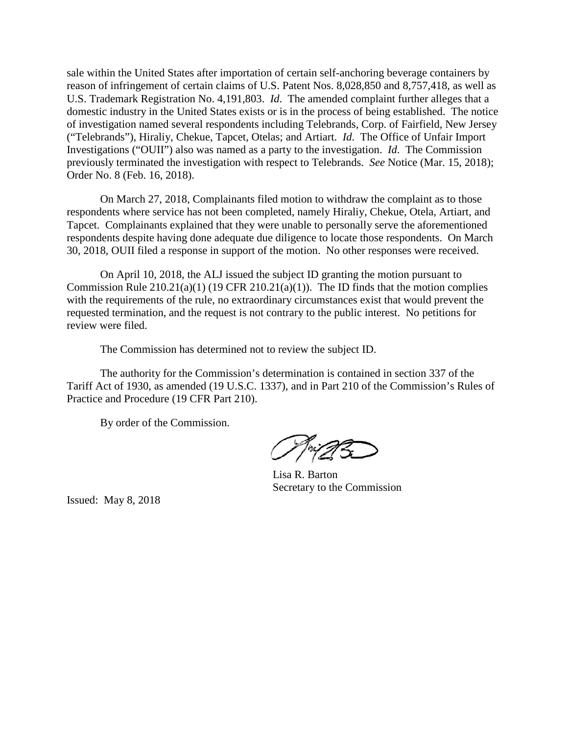sale within the United States after importation of certain self-anchoring beverage containers by reason of infringement of certain claims of U.S. Patent Nos. 8,028,850 and 8,757,418, as well as U.S. Trademark Registration No. 4,191,803. *Id*. The amended complaint further alleges that a domestic industry in the United States exists or is in the process of being established. The notice of investigation named several respondents including Telebrands, Corp. of Fairfield, New Jersey ("Telebrands"), Hiraliy, Chekue, Tapcet, Otelas; and Artiart. *Id*. The Office of Unfair Import Investigations ("OUII") also was named as a party to the investigation. *Id*. The Commission previously terminated the investigation with respect to Telebrands. *See* Notice (Mar. 15, 2018); Order No. 8 (Feb. 16, 2018).

On March 27, 2018, Complainants filed motion to withdraw the complaint as to those respondents where service has not been completed, namely Hiraliy, Chekue, Otela, Artiart, and Tapcet. Complainants explained that they were unable to personally serve the aforementioned respondents despite having done adequate due diligence to locate those respondents. On March 30, 2018, OUII filed a response in support of the motion. No other responses were received.

On April 10, 2018, the ALJ issued the subject ID granting the motion pursuant to Commission Rule 210.21(a)(1) (19 CFR 210.21(a)(1)). The ID finds that the motion complies with the requirements of the rule, no extraordinary circumstances exist that would prevent the requested termination, and the request is not contrary to the public interest. No petitions for review were filed.

The Commission has determined not to review the subject ID.

The authority for the Commission's determination is contained in section 337 of the Tariff Act of 1930, as amended (19 U.S.C. 1337), and in Part 210 of the Commission's Rules of Practice and Procedure (19 CFR Part 210).

By order of the Commission.

Lisa R. Barton
Secretary to the Commission

Issued: May 8, 2018